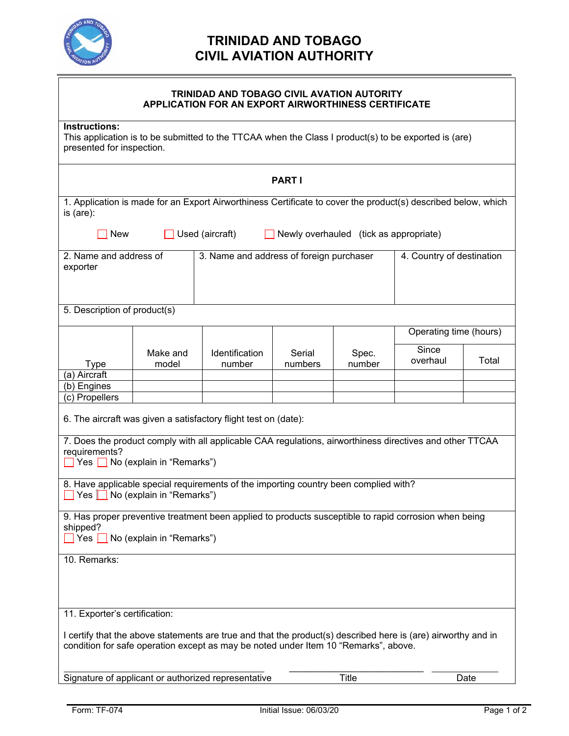# TRINIDAD AND TOBAGO CIVIL AVIATION AUTHORITY

## TRINIDAD AND TOBAGO CIVIL AVATION AUTORITY
## APPLICATION FOR AN EXPORT AIRWORTHINESS CERTIFICATE

**Instructions:**
This application is to be submitted to the TTCAA when the Class I product(s) to be exported is (are) presented for inspection.

### PART I

1. Application is made for an Export Airworthiness Certificate to cover the product(s) described below, which is (are):

☐ New ☐ Used (aircraft) ☐ Newly overhauled (tick as appropriate)

| 2. Name and address of exporter | 3. Name and address of foreign purchaser | 4. Country of destination |
|---|---|---|
| | | |

5. Description of product(s)

| Type | Make and model | Identification number | Serial numbers | Spec. number | Operating time (hours) | |
|---|---|---|---|---|---|---|
| | | | | | Since overhaul | Total |
| (a) Aircraft | | | | | | |
| (b) Engines | | | | | | |
| (c) Propellers | | | | | | |

6. The aircraft was given a satisfactory flight test on (date):

7. Does the product comply with all applicable CAA regulations, airworthiness directives and other TTCAA requirements?
☐ Yes ☐ No (explain in "Remarks")

8. Have applicable special requirements of the importing country been complied with?
☐ Yes ☐ No (explain in "Remarks")

9. Has proper preventive treatment been applied to products susceptible to rapid corrosion when being shipped?
☐ Yes ☐ No (explain in "Remarks")

10. Remarks:

11. Exporter's certification:

I certify that the above statements are true and that the product(s) described here is (are) airworthy and in condition for safe operation except as may be noted under Item 10 "Remarks", above.

\_\_\_\_\_\_\_\_\_\_\_\_\_\_\_\_\_\_\_\_\_\_\_\_\_\_\_\_\_\_\_\_\_ \_\_\_\_\_\_\_\_\_\_\_\_\_\_\_\_\_\_\_\_\_\_\_\_ \_\_\_\_\_\_\_\_\_\_\_\_
Signature of applicant or authorized representative Title Date

Form: TF-074 Initial Issue: 06/03/20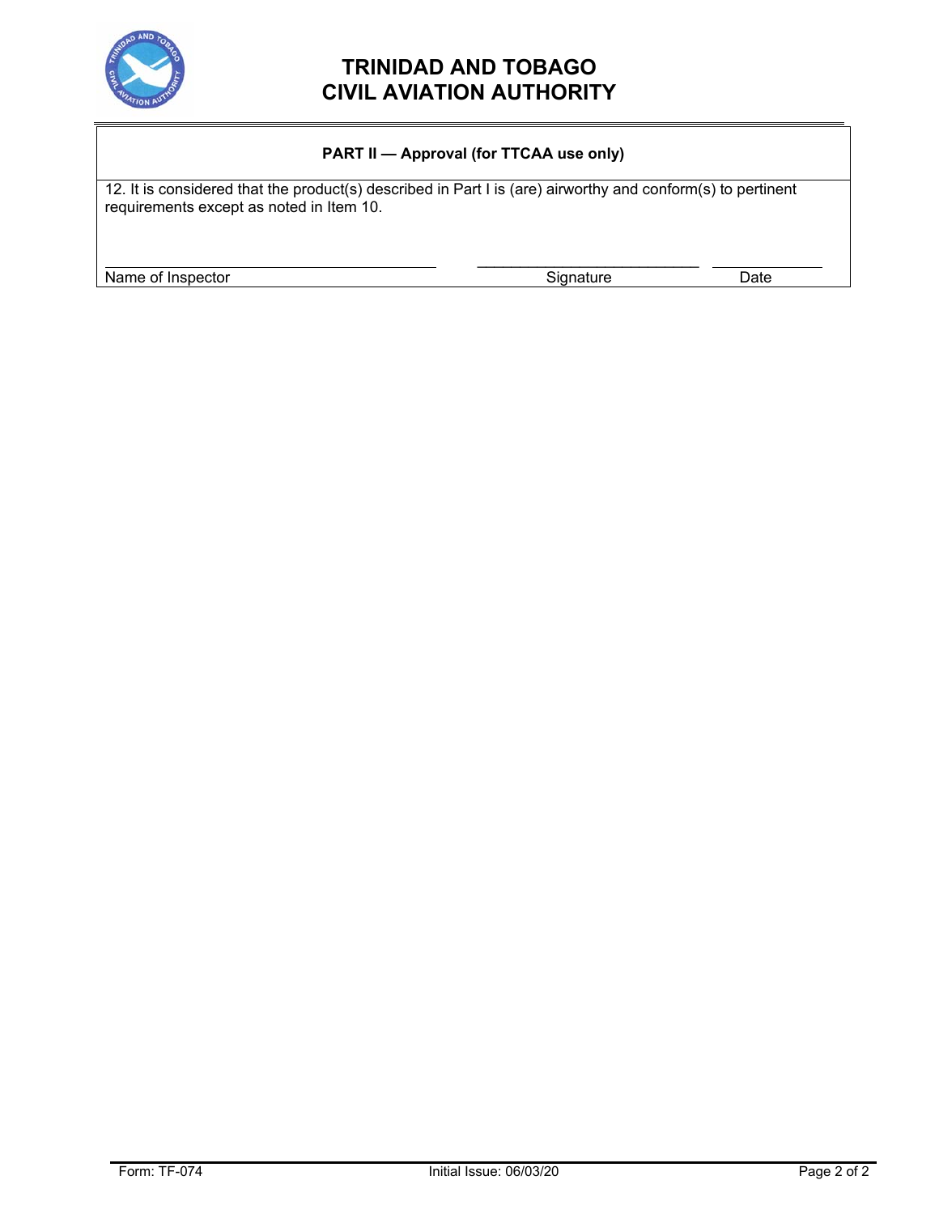# TRINIDAD AND TOBAGO
# CIVIL AVIATION AUTHORITY

**PART II — Approval (for TTCAA use only)**

12. It is considered that the product(s) described in Part I is (are) airworthy and conform(s) to pertinent requirements except as noted in Item 10.

| | | |
|---|---|---|
| ____________________ | ____________________ | __________ |
| Name of Inspector | Signature | Date |

Form: TF-074 | Initial Issue: 06/03/20